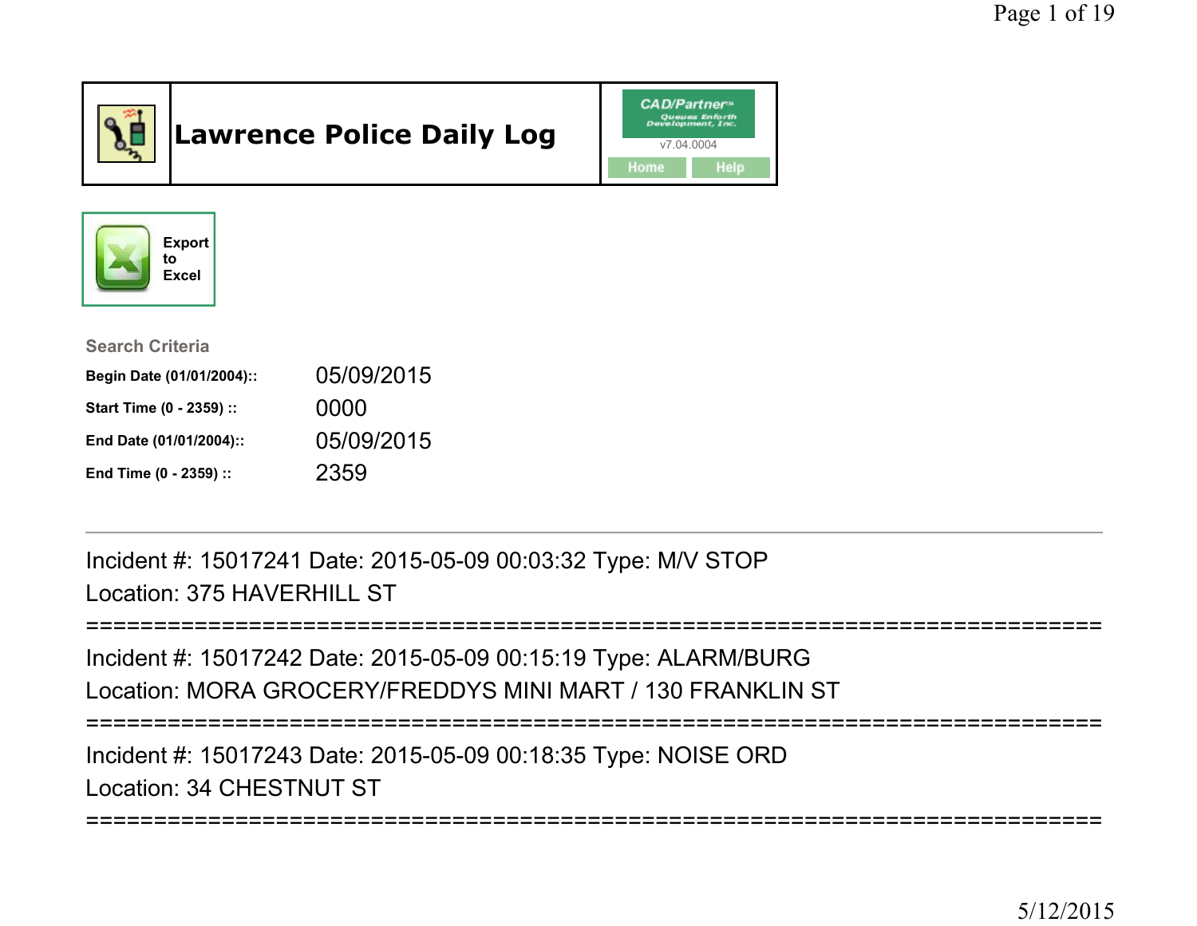# Lawrence Police Daily Log

CAD/Partner™
Queues Enforth Development, Inc.
v7.04.0004

Home Help

Export to Excel

**Search Criteria**

| | |
|---|---|
| **Begin Date (01/01/2004)::** | 05/09/2015 |
| **Start Time (0 - 2359) ::** | 0000 |
| **End Date (01/01/2004)::** | 05/09/2015 |
| **End Time (0 - 2359) ::** | 2359 |

---

Incident #: 15017241 Date: 2015-05-09 00:03:32 Type: M/V STOP
Location: 375 HAVERHILL ST

===========================================================================

Incident #: 15017242 Date: 2015-05-09 00:15:19 Type: ALARM/BURG
Location: MORA GROCERY/FREDDYS MINI MART / 130 FRANKLIN ST

===========================================================================

Incident #: 15017243 Date: 2015-05-09 00:18:35 Type: NOISE ORD
Location: 34 CHESTNUT ST

===========================================================================

5/12/2015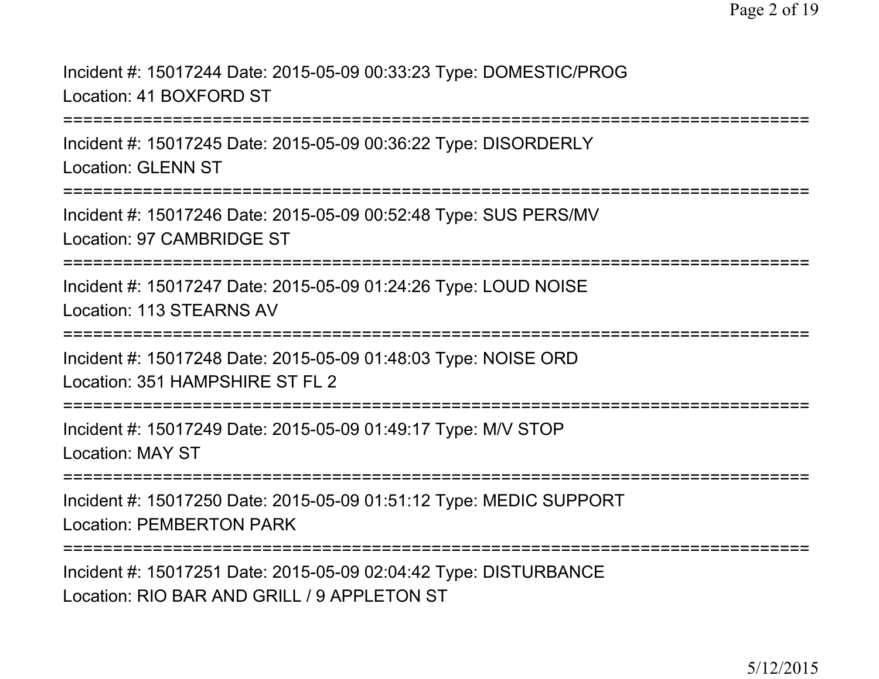Incident #: 15017244 Date: 2015-05-09 00:33:23 Type: DOMESTIC/PROG
Location: 41 BOXFORD ST

===========================================================================

Incident #: 15017245 Date: 2015-05-09 00:36:22 Type: DISORDERLY
Location: GLENN ST

===========================================================================

Incident #: 15017246 Date: 2015-05-09 00:52:48 Type: SUS PERS/MV
Location: 97 CAMBRIDGE ST

===========================================================================

Incident #: 15017247 Date: 2015-05-09 01:24:26 Type: LOUD NOISE
Location: 113 STEARNS AV

===========================================================================

Incident #: 15017248 Date: 2015-05-09 01:48:03 Type: NOISE ORD
Location: 351 HAMPSHIRE ST FL 2

===========================================================================

Incident #: 15017249 Date: 2015-05-09 01:49:17 Type: M/V STOP
Location: MAY ST

===========================================================================

Incident #: 15017250 Date: 2015-05-09 01:51:12 Type: MEDIC SUPPORT
Location: PEMBERTON PARK

===========================================================================

Incident #: 15017251 Date: 2015-05-09 02:04:42 Type: DISTURBANCE
Location: RIO BAR AND GRILL / 9 APPLETON ST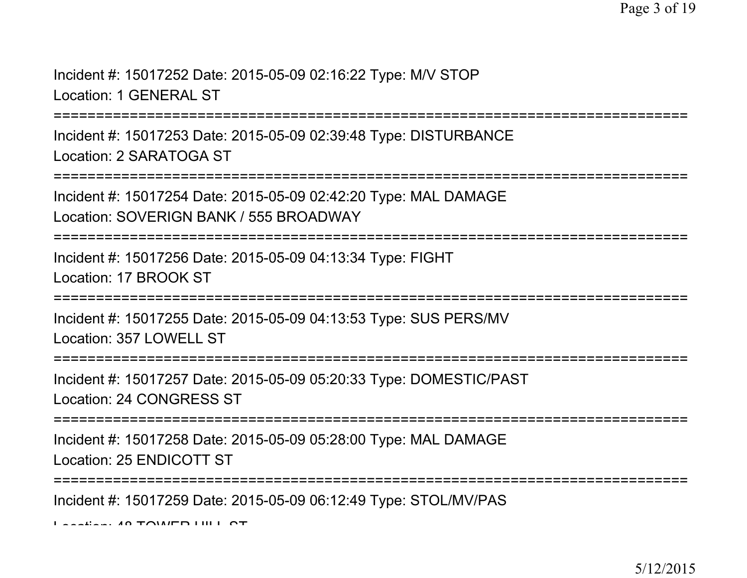Incident #: 15017252 Date: 2015-05-09 02:16:22 Type: M/V STOP
Location: 1 GENERAL ST

===========================================================================

Incident #: 15017253 Date: 2015-05-09 02:39:48 Type: DISTURBANCE
Location: 2 SARATOGA ST

===========================================================================

Incident #: 15017254 Date: 2015-05-09 02:42:20 Type: MAL DAMAGE
Location: SOVERIGN BANK / 555 BROADWAY

===========================================================================

Incident #: 15017256 Date: 2015-05-09 04:13:34 Type: FIGHT
Location: 17 BROOK ST

===========================================================================

Incident #: 15017255 Date: 2015-05-09 04:13:53 Type: SUS PERS/MV
Location: 357 LOWELL ST

===========================================================================

Incident #: 15017257 Date: 2015-05-09 05:20:33 Type: DOMESTIC/PAST
Location: 24 CONGRESS ST

===========================================================================

Incident #: 15017258 Date: 2015-05-09 05:28:00 Type: MAL DAMAGE
Location: 25 ENDICOTT ST

===========================================================================

Incident #: 15017259 Date: 2015-05-09 06:12:49 Type: STOL/MV/PAS
Location: 48 TOWER HILL ST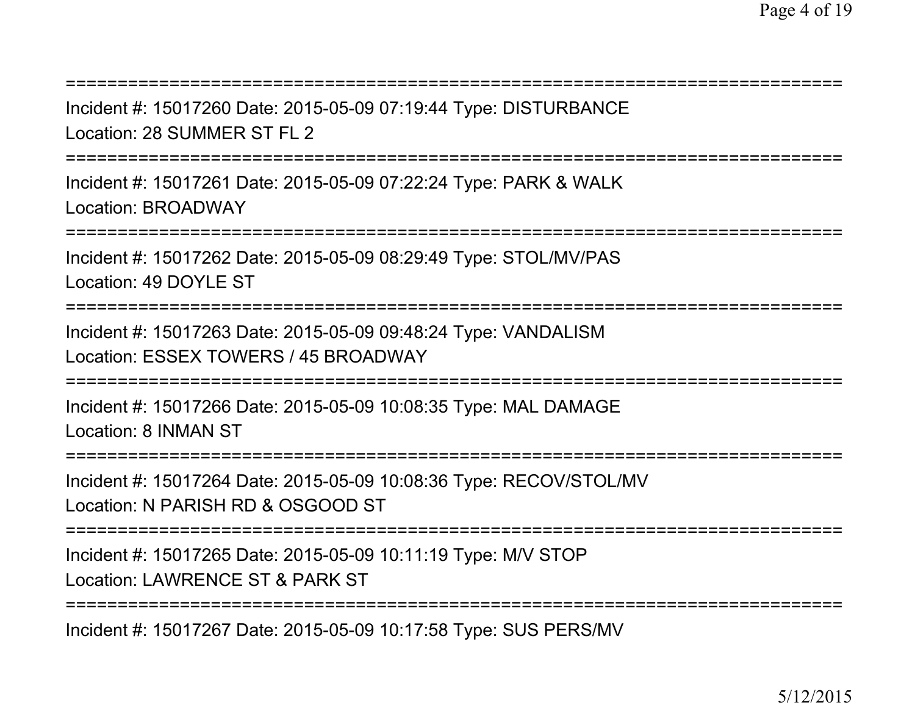===========================================================================

Incident #: 15017260 Date: 2015-05-09 07:19:44 Type: DISTURBANCE

Location: 28 SUMMER ST FL 2

===========================================================================

Incident #: 15017261 Date: 2015-05-09 07:22:24 Type: PARK & WALK

Location: BROADWAY

===========================================================================

Incident #: 15017262 Date: 2015-05-09 08:29:49 Type: STOL/MV/PAS

Location: 49 DOYLE ST

===========================================================================

Incident #: 15017263 Date: 2015-05-09 09:48:24 Type: VANDALISM

Location: ESSEX TOWERS / 45 BROADWAY

===========================================================================

Incident #: 15017266 Date: 2015-05-09 10:08:35 Type: MAL DAMAGE

Location: 8 INMAN ST

===========================================================================

Incident #: 15017264 Date: 2015-05-09 10:08:36 Type: RECOV/STOL/MV

Location: N PARISH RD & OSGOOD ST

===========================================================================

Incident #: 15017265 Date: 2015-05-09 10:11:19 Type: M/V STOP

Location: LAWRENCE ST & PARK ST

===========================================================================

Incident #: 15017267 Date: 2015-05-09 10:17:58 Type: SUS PERS/MV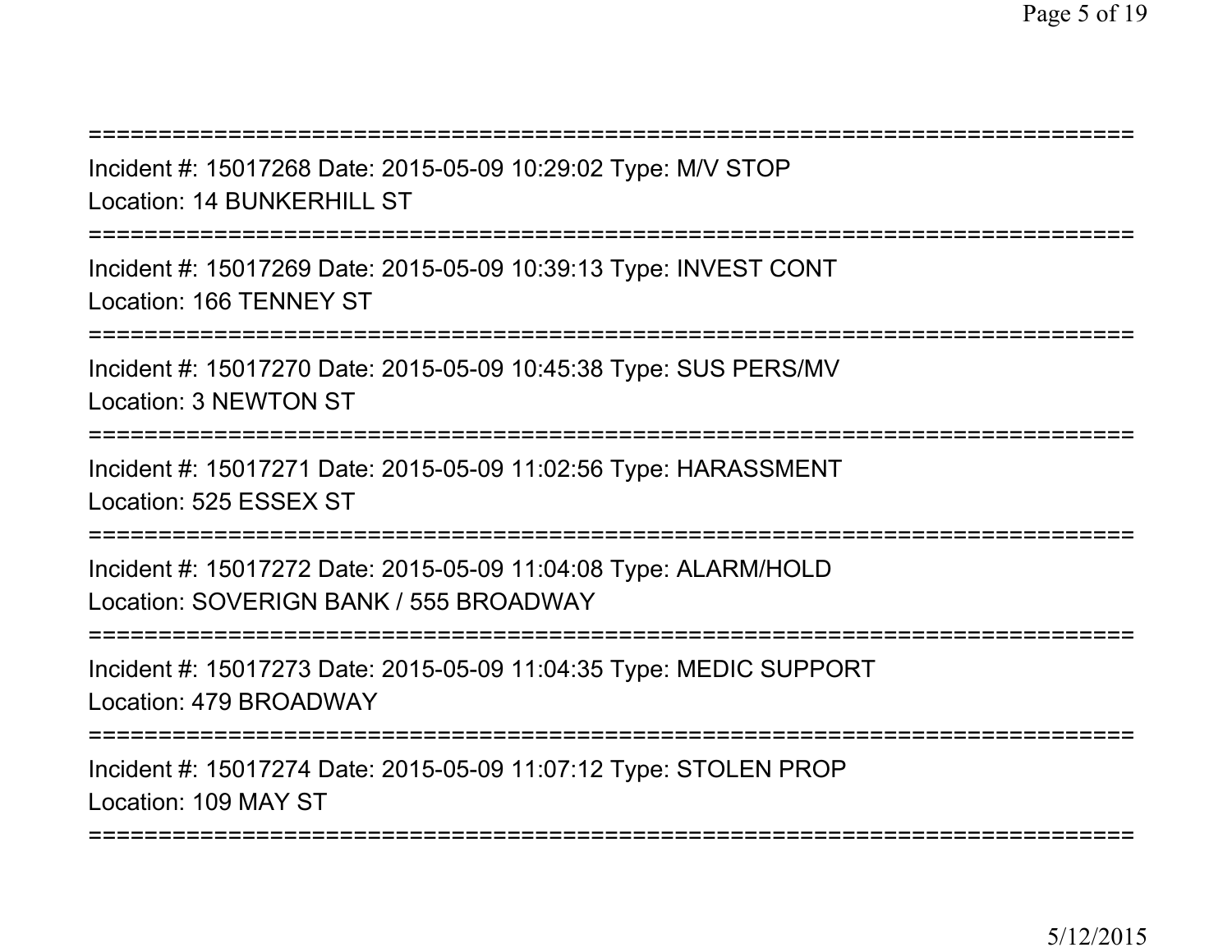===========================================================================

Incident #: 15017268 Date: 2015-05-09 10:29:02 Type: M/V STOP
Location: 14 BUNKERHILL ST

===========================================================================

Incident #: 15017269 Date: 2015-05-09 10:39:13 Type: INVEST CONT
Location: 166 TENNEY ST

===========================================================================

Incident #: 15017270 Date: 2015-05-09 10:45:38 Type: SUS PERS/MV
Location: 3 NEWTON ST

===========================================================================

Incident #: 15017271 Date: 2015-05-09 11:02:56 Type: HARASSMENT
Location: 525 ESSEX ST

===========================================================================

Incident #: 15017272 Date: 2015-05-09 11:04:08 Type: ALARM/HOLD
Location: SOVERIGN BANK / 555 BROADWAY

===========================================================================

Incident #: 15017273 Date: 2015-05-09 11:04:35 Type: MEDIC SUPPORT
Location: 479 BROADWAY

===========================================================================

Incident #: 15017274 Date: 2015-05-09 11:07:12 Type: STOLEN PROP
Location: 109 MAY ST

===========================================================================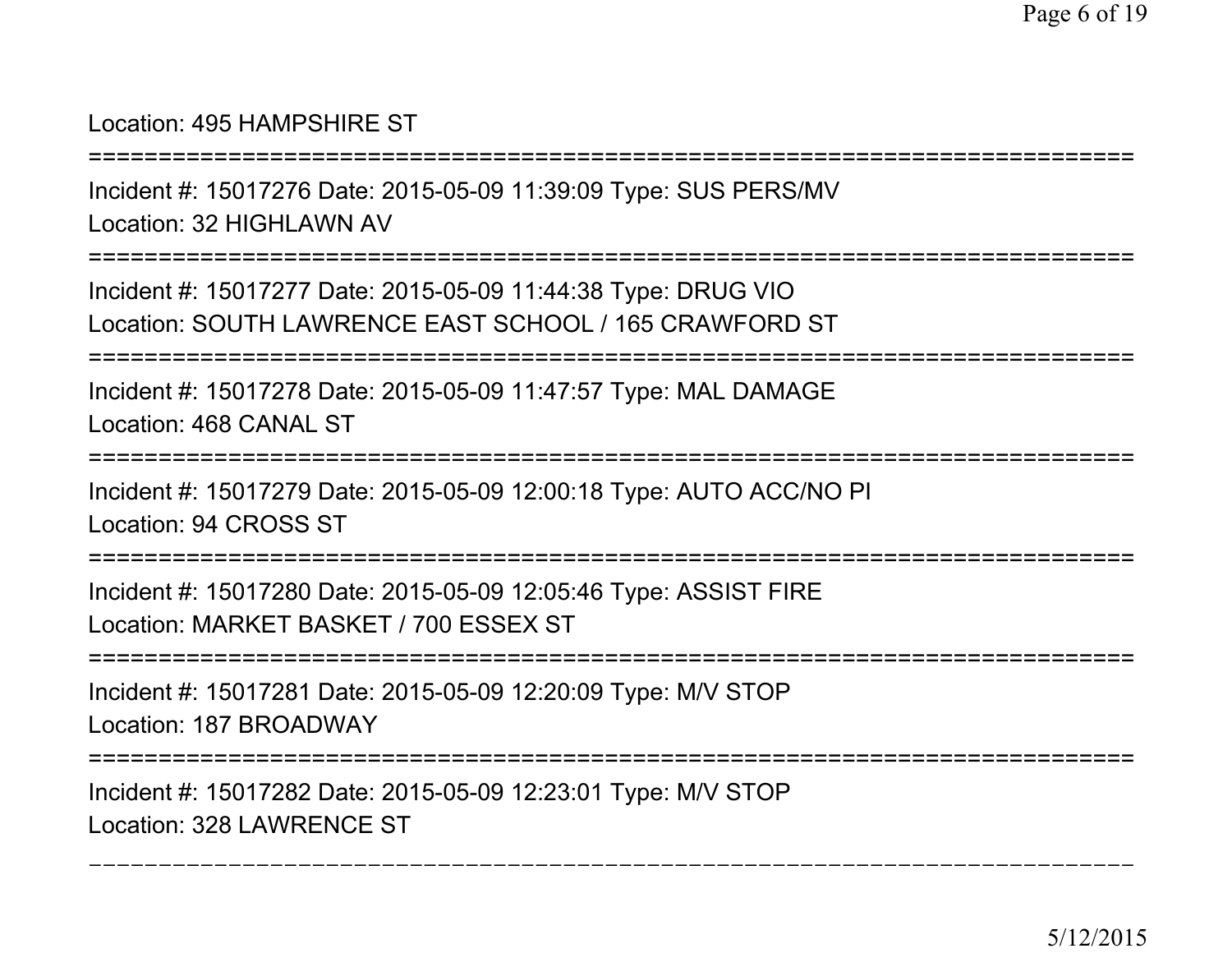Location: 495 HAMPSHIRE ST

===========================================================================

Incident #: 15017276 Date: 2015-05-09 11:39:09 Type: SUS PERS/MV

Location: 32 HIGHLAWN AV

===========================================================================

Incident #: 15017277 Date: 2015-05-09 11:44:38 Type: DRUG VIO

Location: SOUTH LAWRENCE EAST SCHOOL / 165 CRAWFORD ST

===========================================================================

Incident #: 15017278 Date: 2015-05-09 11:47:57 Type: MAL DAMAGE

Location: 468 CANAL ST

===========================================================================

Incident #: 15017279 Date: 2015-05-09 12:00:18 Type: AUTO ACC/NO PI

Location: 94 CROSS ST

===========================================================================

Incident #: 15017280 Date: 2015-05-09 12:05:46 Type: ASSIST FIRE

Location: MARKET BASKET / 700 ESSEX ST

===========================================================================

Incident #: 15017281 Date: 2015-05-09 12:20:09 Type: M/V STOP

Location: 187 BROADWAY

===========================================================================

Incident #: 15017282 Date: 2015-05-09 12:23:01 Type: M/V STOP

Location: 328 LAWRENCE ST

---------------------------------------------------------------------------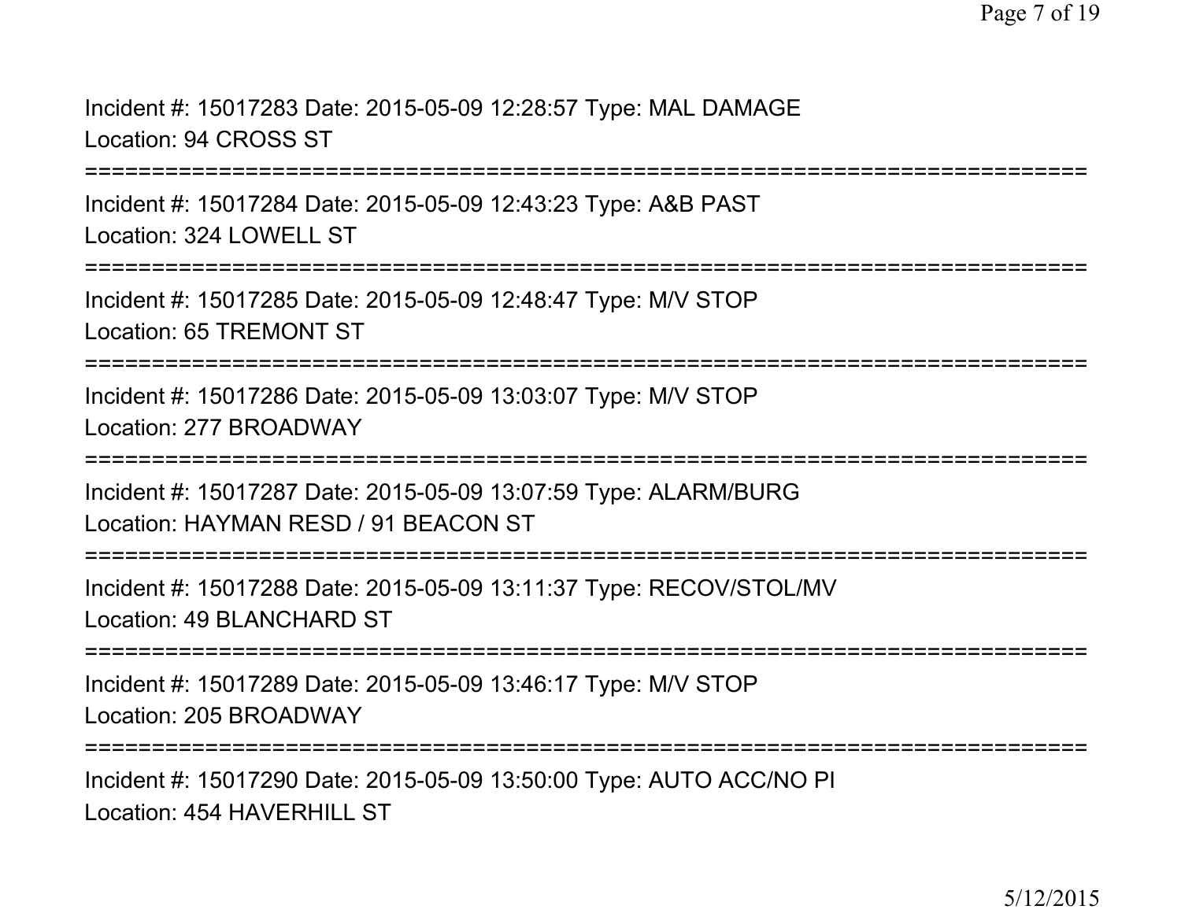Incident #: 15017283 Date: 2015-05-09 12:28:57 Type: MAL DAMAGE
Location: 94 CROSS ST

===========================================================================

Incident #: 15017284 Date: 2015-05-09 12:43:23 Type: A&B PAST
Location: 324 LOWELL ST

===========================================================================

Incident #: 15017285 Date: 2015-05-09 12:48:47 Type: M/V STOP
Location: 65 TREMONT ST

===========================================================================

Incident #: 15017286 Date: 2015-05-09 13:03:07 Type: M/V STOP
Location: 277 BROADWAY

===========================================================================

Incident #: 15017287 Date: 2015-05-09 13:07:59 Type: ALARM/BURG
Location: HAYMAN RESD / 91 BEACON ST

===========================================================================

Incident #: 15017288 Date: 2015-05-09 13:11:37 Type: RECOV/STOL/MV
Location: 49 BLANCHARD ST

===========================================================================

Incident #: 15017289 Date: 2015-05-09 13:46:17 Type: M/V STOP
Location: 205 BROADWAY

===========================================================================

Incident #: 15017290 Date: 2015-05-09 13:50:00 Type: AUTO ACC/NO PI
Location: 454 HAVERHILL ST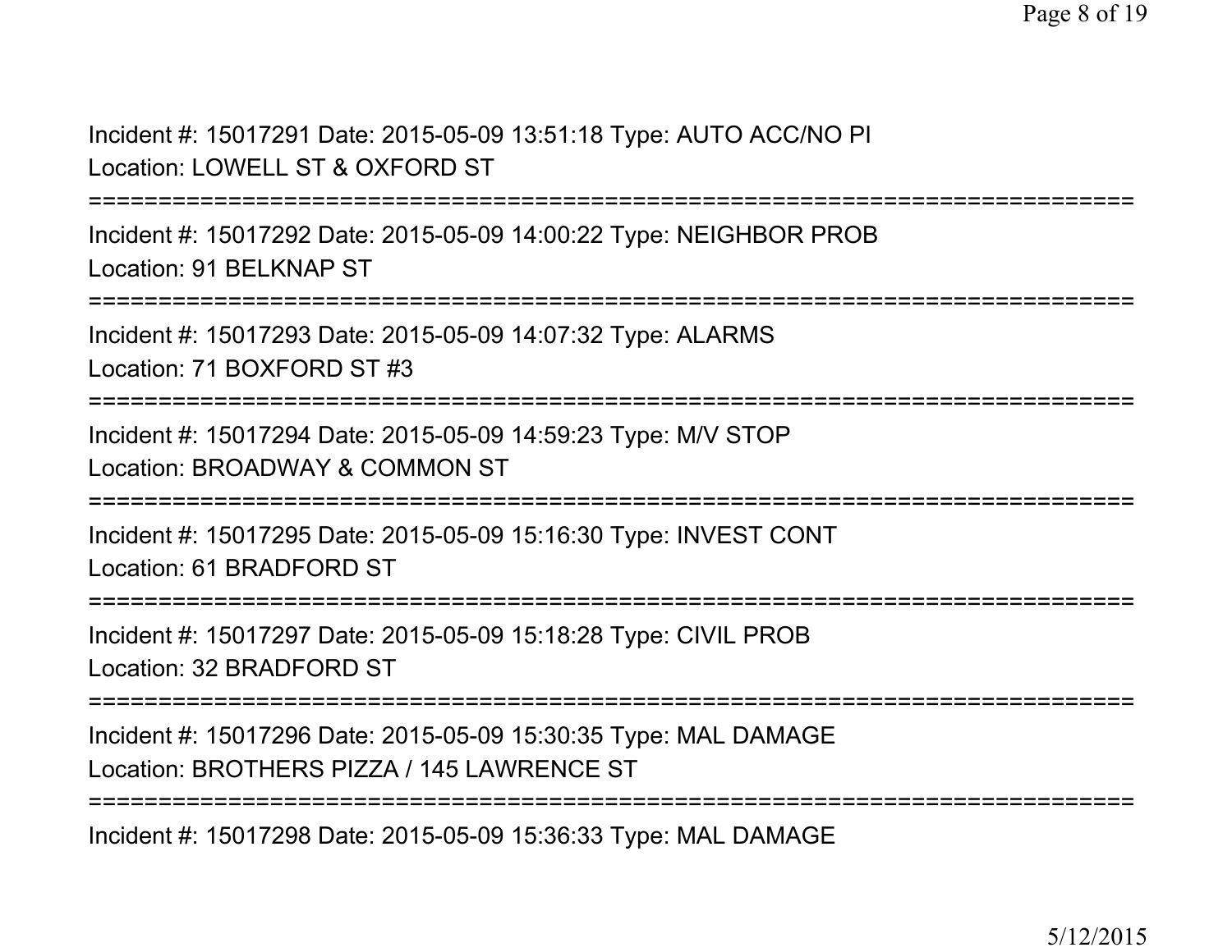Incident #: 15017291 Date: 2015-05-09 13:51:18 Type: AUTO ACC/NO PI
Location: LOWELL ST & OXFORD ST

===========================================================================

Incident #: 15017292 Date: 2015-05-09 14:00:22 Type: NEIGHBOR PROB
Location: 91 BELKNAP ST

===========================================================================

Incident #: 15017293 Date: 2015-05-09 14:07:32 Type: ALARMS
Location: 71 BOXFORD ST #3

===========================================================================

Incident #: 15017294 Date: 2015-05-09 14:59:23 Type: M/V STOP
Location: BROADWAY & COMMON ST

===========================================================================

Incident #: 15017295 Date: 2015-05-09 15:16:30 Type: INVEST CONT
Location: 61 BRADFORD ST

===========================================================================

Incident #: 15017297 Date: 2015-05-09 15:18:28 Type: CIVIL PROB
Location: 32 BRADFORD ST

===========================================================================

Incident #: 15017296 Date: 2015-05-09 15:30:35 Type: MAL DAMAGE
Location: BROTHERS PIZZA / 145 LAWRENCE ST

===========================================================================

Incident #: 15017298 Date: 2015-05-09 15:36:33 Type: MAL DAMAGE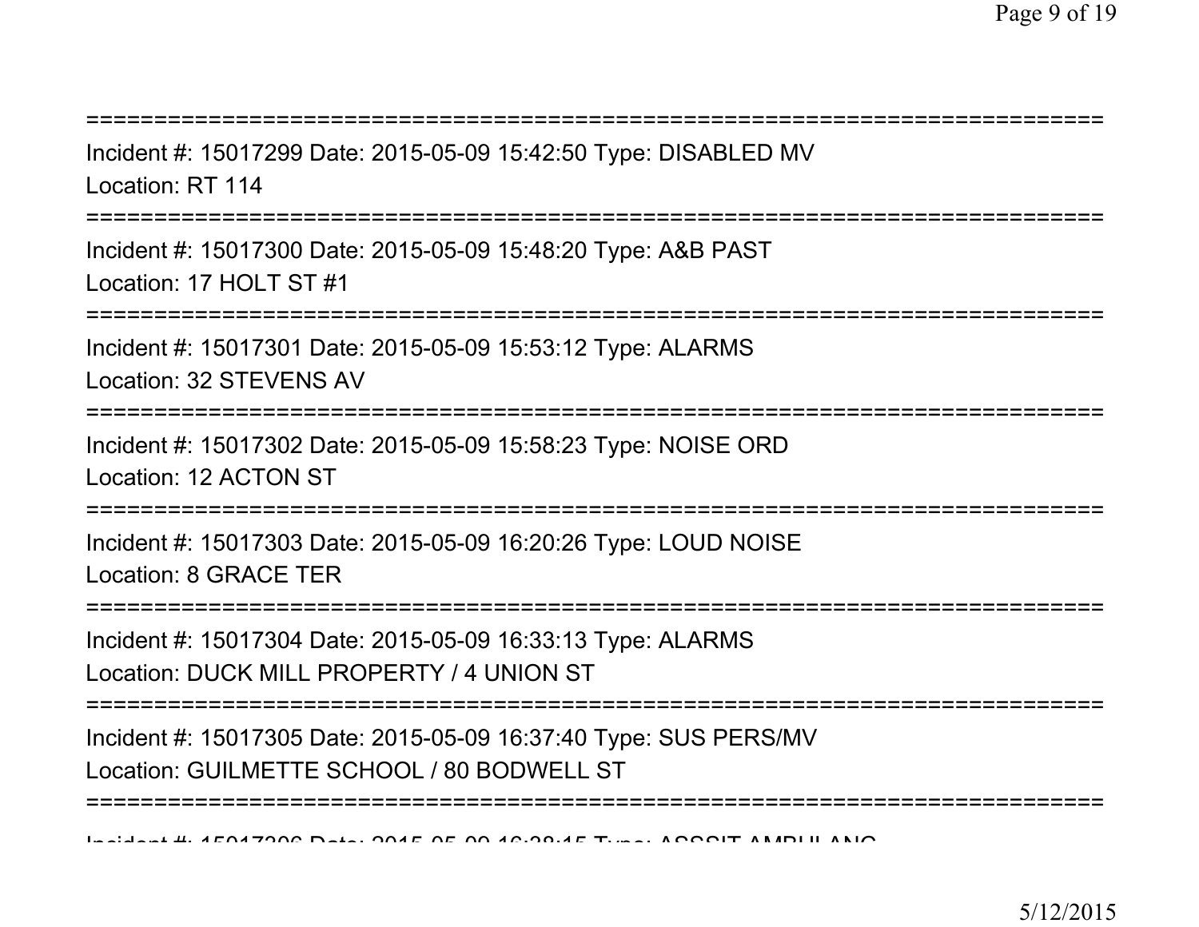===========================================================================

Incident #: 15017299 Date: 2015-05-09 15:42:50 Type: DISABLED MV

Location: RT 114

===========================================================================

Incident #: 15017300 Date: 2015-05-09 15:48:20 Type: A&B PAST

Location: 17 HOLT ST #1

===========================================================================

Incident #: 15017301 Date: 2015-05-09 15:53:12 Type: ALARMS

Location: 32 STEVENS AV

===========================================================================

Incident #: 15017302 Date: 2015-05-09 15:58:23 Type: NOISE ORD

Location: 12 ACTON ST

===========================================================================

Incident #: 15017303 Date: 2015-05-09 16:20:26 Type: LOUD NOISE

Location: 8 GRACE TER

===========================================================================

Incident #: 15017304 Date: 2015-05-09 16:33:13 Type: ALARMS

Location: DUCK MILL PROPERTY / 4 UNION ST

===========================================================================

Incident #: 15017305 Date: 2015-05-09 16:37:40 Type: SUS PERS/MV

Location: GUILMETTE SCHOOL / 80 BODWELL ST

===========================================================================

Incident #: 15017306 Date: 2015-05-09 16:38:15 Type: ASSSIT AMBULANC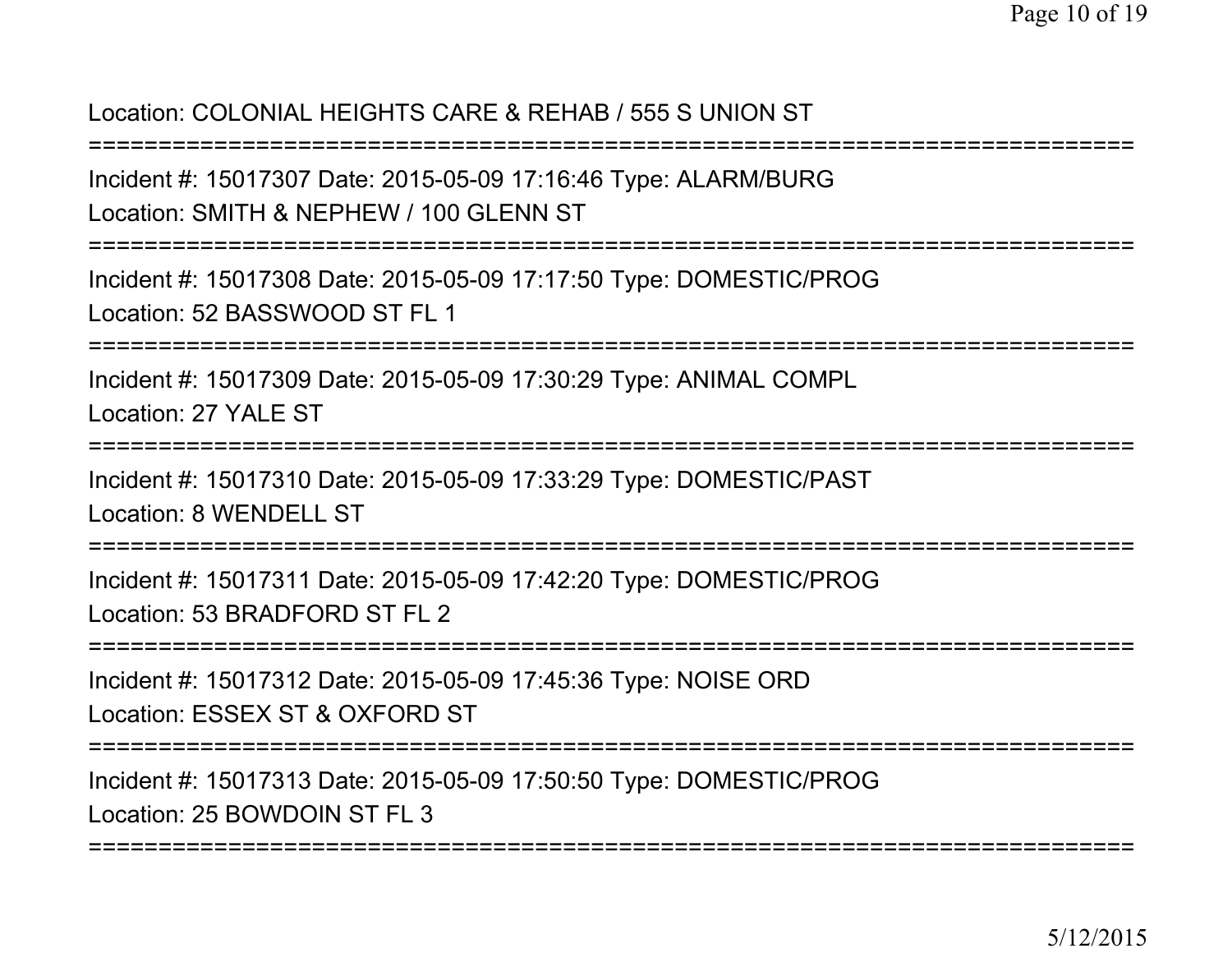Location: COLONIAL HEIGHTS CARE & REHAB / 555 S UNION ST

===========================================================================

Incident #: 15017307 Date: 2015-05-09 17:16:46 Type: ALARM/BURG

Location: SMITH & NEPHEW / 100 GLENN ST

===========================================================================

Incident #: 15017308 Date: 2015-05-09 17:17:50 Type: DOMESTIC/PROG

Location: 52 BASSWOOD ST FL 1

===========================================================================

Incident #: 15017309 Date: 2015-05-09 17:30:29 Type: ANIMAL COMPL

Location: 27 YALE ST

===========================================================================

Incident #: 15017310 Date: 2015-05-09 17:33:29 Type: DOMESTIC/PAST

Location: 8 WENDELL ST

===========================================================================

Incident #: 15017311 Date: 2015-05-09 17:42:20 Type: DOMESTIC/PROG

Location: 53 BRADFORD ST FL 2

===========================================================================

Incident #: 15017312 Date: 2015-05-09 17:45:36 Type: NOISE ORD

Location: ESSEX ST & OXFORD ST

===========================================================================

Incident #: 15017313 Date: 2015-05-09 17:50:50 Type: DOMESTIC/PROG

Location: 25 BOWDOIN ST FL 3

===========================================================================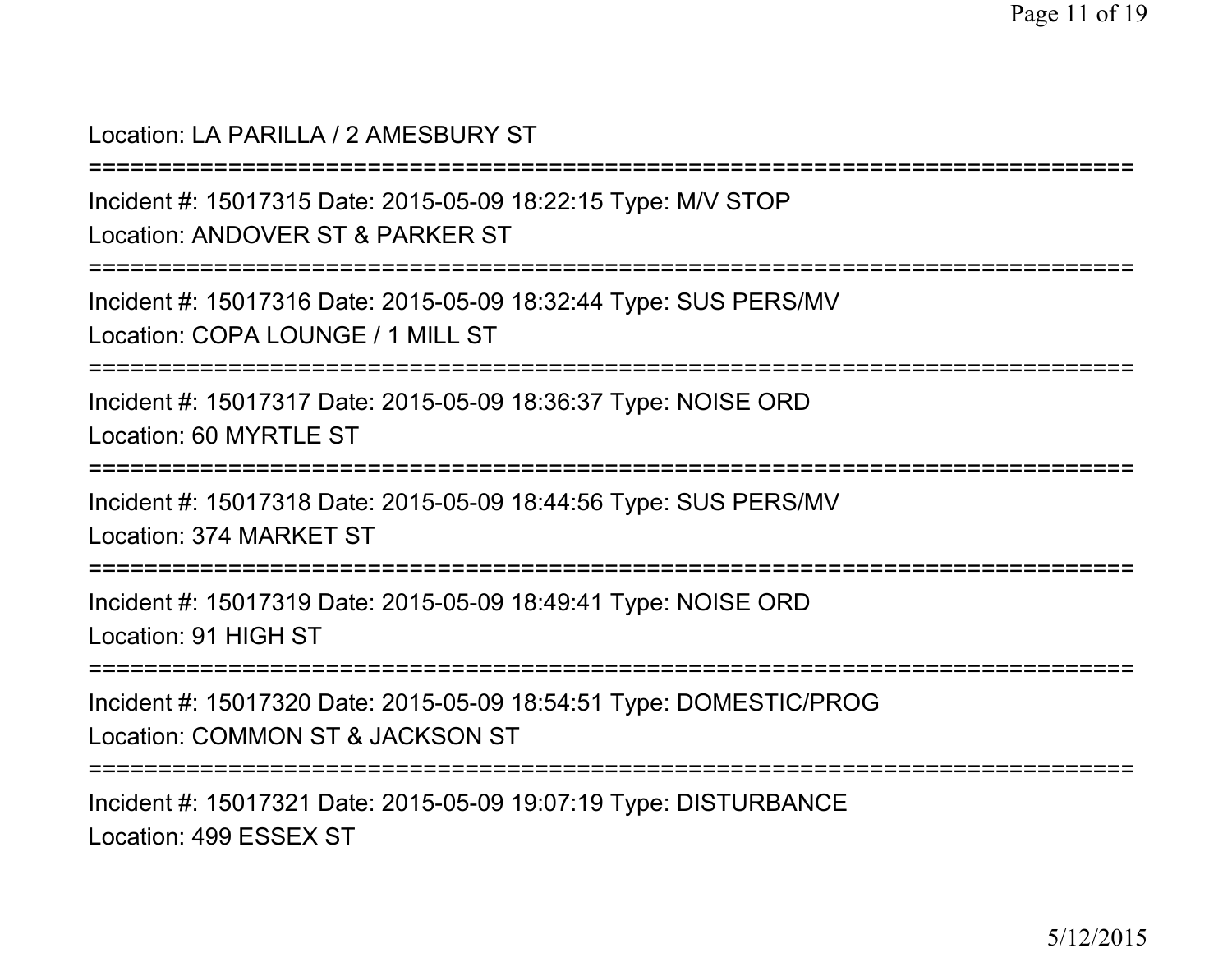Location: LA PARILLA / 2 AMESBURY ST

===========================================================================

Incident #: 15017315 Date: 2015-05-09 18:22:15 Type: M/V STOP

Location: ANDOVER ST & PARKER ST

===========================================================================

Incident #: 15017316 Date: 2015-05-09 18:32:44 Type: SUS PERS/MV

Location: COPA LOUNGE / 1 MILL ST

===========================================================================

Incident #: 15017317 Date: 2015-05-09 18:36:37 Type: NOISE ORD

Location: 60 MYRTLE ST

===========================================================================

Incident #: 15017318 Date: 2015-05-09 18:44:56 Type: SUS PERS/MV

Location: 374 MARKET ST

===========================================================================

Incident #: 15017319 Date: 2015-05-09 18:49:41 Type: NOISE ORD

Location: 91 HIGH ST

===========================================================================

Incident #: 15017320 Date: 2015-05-09 18:54:51 Type: DOMESTIC/PROG

Location: COMMON ST & JACKSON ST

===========================================================================

Incident #: 15017321 Date: 2015-05-09 19:07:19 Type: DISTURBANCE

Location: 499 ESSEX ST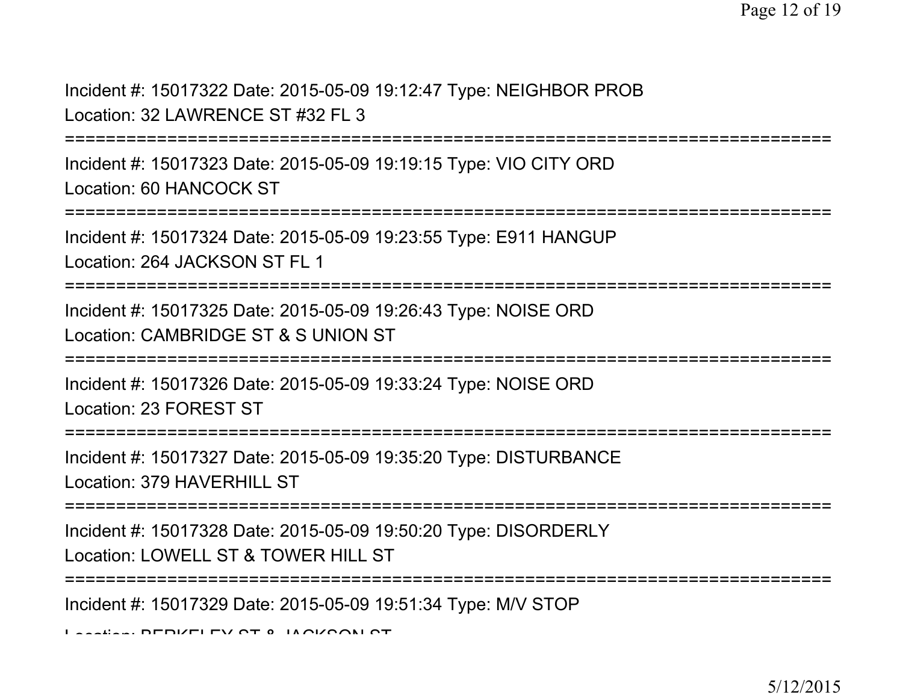Incident #: 15017322 Date: 2015-05-09 19:12:47 Type: NEIGHBOR PROB
Location: 32 LAWRENCE ST #32 FL 3

===========================================================================

Incident #: 15017323 Date: 2015-05-09 19:19:15 Type: VIO CITY ORD
Location: 60 HANCOCK ST

===========================================================================

Incident #: 15017324 Date: 2015-05-09 19:23:55 Type: E911 HANGUP
Location: 264 JACKSON ST FL 1

===========================================================================

Incident #: 15017325 Date: 2015-05-09 19:26:43 Type: NOISE ORD
Location: CAMBRIDGE ST & S UNION ST

===========================================================================

Incident #: 15017326 Date: 2015-05-09 19:33:24 Type: NOISE ORD
Location: 23 FOREST ST

===========================================================================

Incident #: 15017327 Date: 2015-05-09 19:35:20 Type: DISTURBANCE
Location: 379 HAVERHILL ST

===========================================================================

Incident #: 15017328 Date: 2015-05-09 19:50:20 Type: DISORDERLY
Location: LOWELL ST & TOWER HILL ST

===========================================================================

Incident #: 15017329 Date: 2015-05-09 19:51:34 Type: M/V STOP
Location: BERKELEY ST & JACKSON ST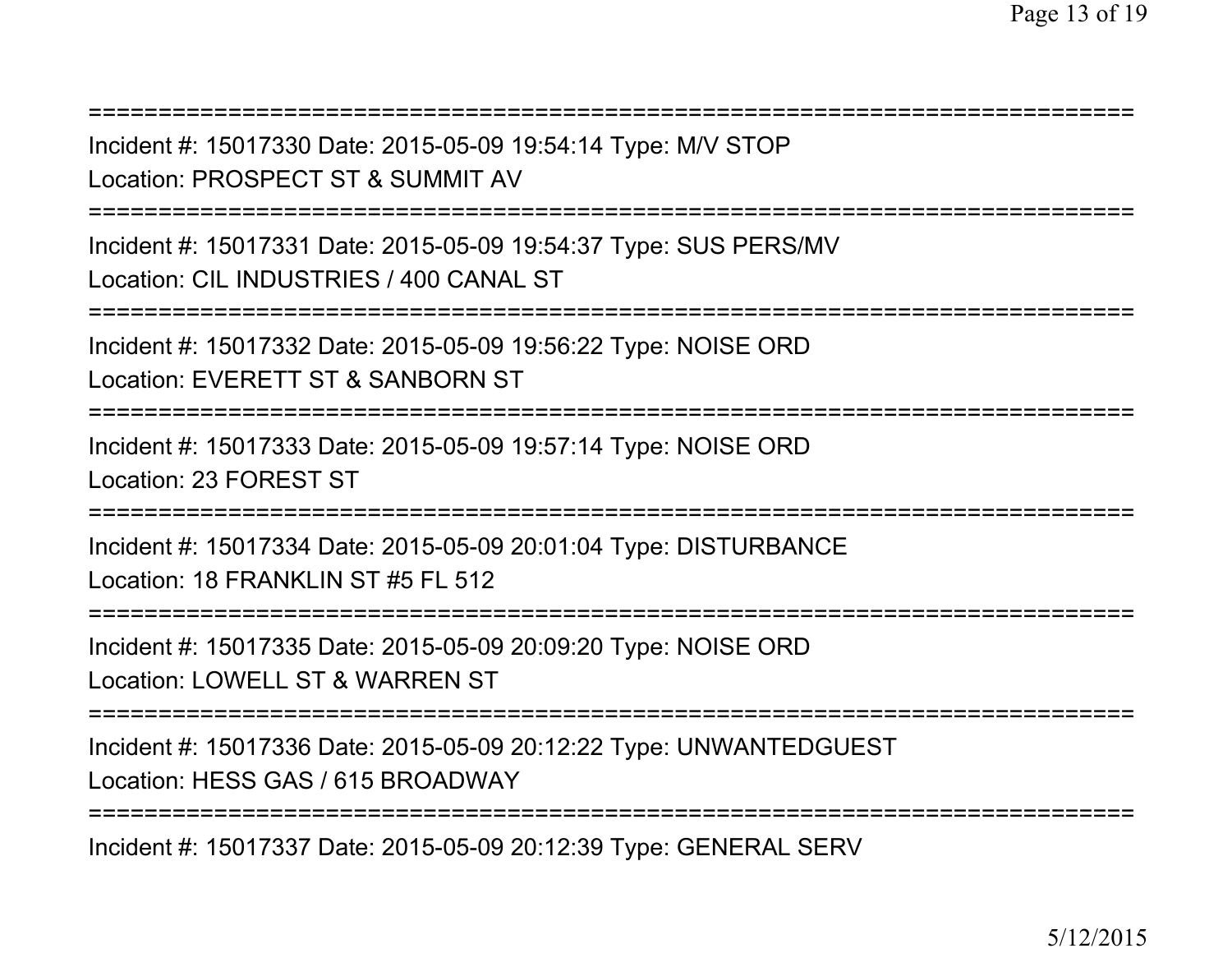===========================================================================

Incident #: 15017330 Date: 2015-05-09 19:54:14 Type: M/V STOP

Location: PROSPECT ST & SUMMIT AV

===========================================================================

Incident #: 15017331 Date: 2015-05-09 19:54:37 Type: SUS PERS/MV

Location: CIL INDUSTRIES / 400 CANAL ST

===========================================================================

Incident #: 15017332 Date: 2015-05-09 19:56:22 Type: NOISE ORD

Location: EVERETT ST & SANBORN ST

===========================================================================

Incident #: 15017333 Date: 2015-05-09 19:57:14 Type: NOISE ORD

Location: 23 FOREST ST

===========================================================================

Incident #: 15017334 Date: 2015-05-09 20:01:04 Type: DISTURBANCE

Location: 18 FRANKLIN ST #5 FL 512

===========================================================================

Incident #: 15017335 Date: 2015-05-09 20:09:20 Type: NOISE ORD

Location: LOWELL ST & WARREN ST

===========================================================================

Incident #: 15017336 Date: 2015-05-09 20:12:22 Type: UNWANTEDGUEST

Location: HESS GAS / 615 BROADWAY

===========================================================================

Incident #: 15017337 Date: 2015-05-09 20:12:39 Type: GENERAL SERV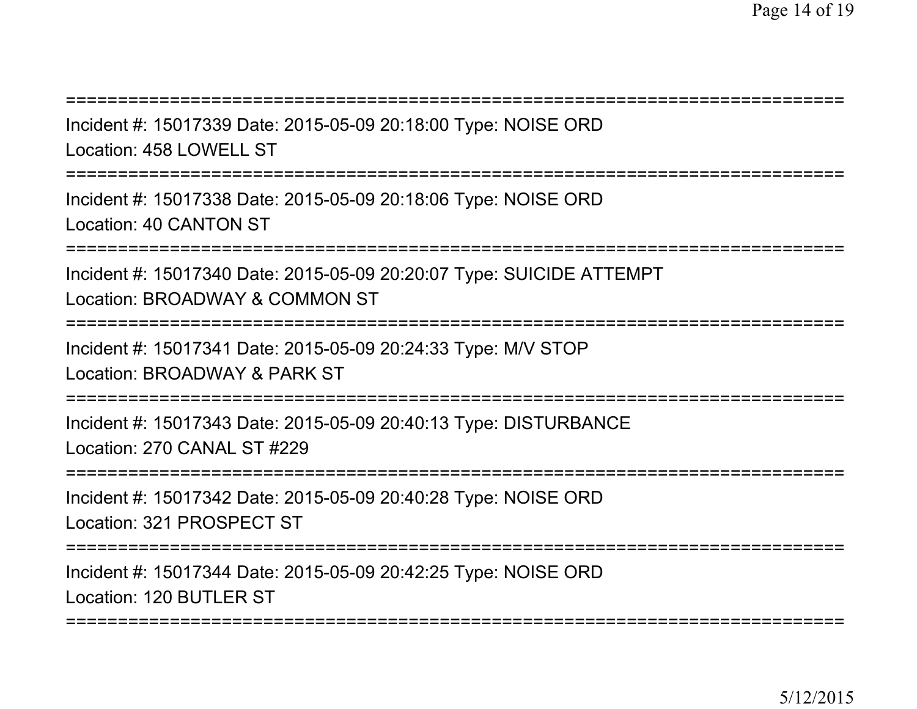===========================================================================
Incident #: 15017339 Date: 2015-05-09 20:18:00 Type: NOISE ORD
Location: 458 LOWELL ST
===========================================================================
Incident #: 15017338 Date: 2015-05-09 20:18:06 Type: NOISE ORD
Location: 40 CANTON ST
===========================================================================
Incident #: 15017340 Date: 2015-05-09 20:20:07 Type: SUICIDE ATTEMPT
Location: BROADWAY & COMMON ST
===========================================================================
Incident #: 15017341 Date: 2015-05-09 20:24:33 Type: M/V STOP
Location: BROADWAY & PARK ST
===========================================================================
Incident #: 15017343 Date: 2015-05-09 20:40:13 Type: DISTURBANCE
Location: 270 CANAL ST #229
===========================================================================
Incident #: 15017342 Date: 2015-05-09 20:40:28 Type: NOISE ORD
Location: 321 PROSPECT ST
===========================================================================
Incident #: 15017344 Date: 2015-05-09 20:42:25 Type: NOISE ORD
Location: 120 BUTLER ST
===========================================================================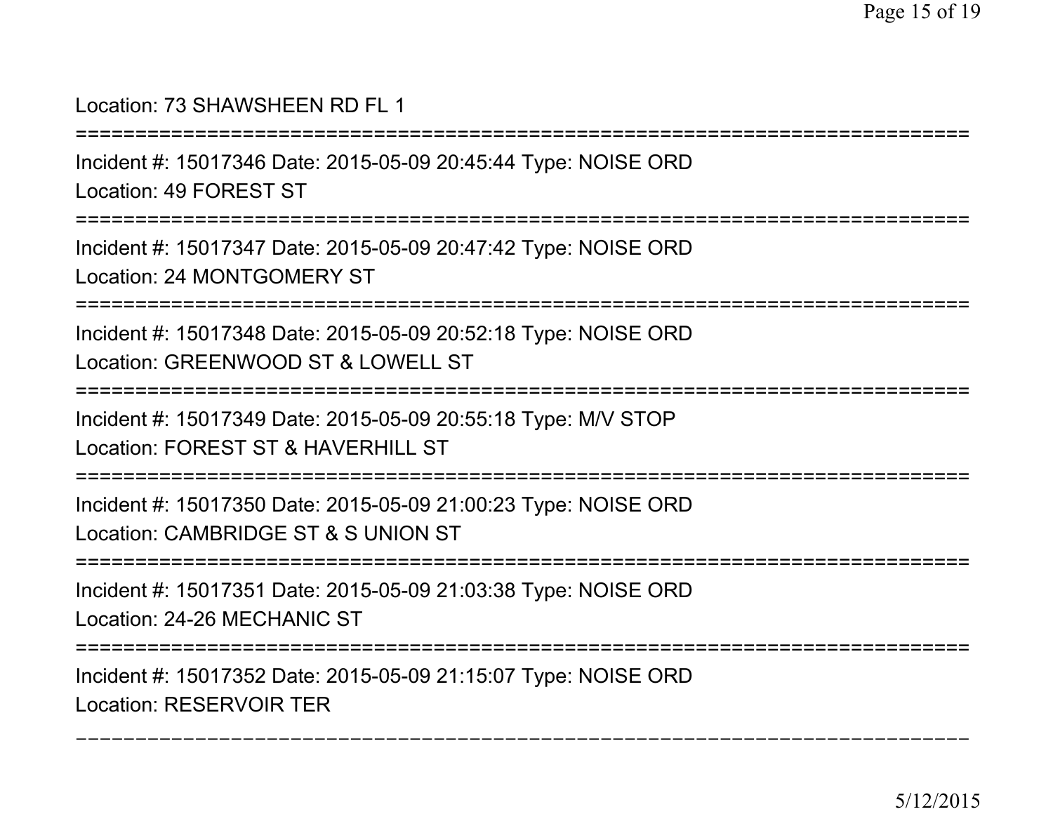Location: 73 SHAWSHEEN RD FL 1

===========================================================================

Incident #: 15017346 Date: 2015-05-09 20:45:44 Type: NOISE ORD

Location: 49 FOREST ST

===========================================================================

Incident #: 15017347 Date: 2015-05-09 20:47:42 Type: NOISE ORD

Location: 24 MONTGOMERY ST

===========================================================================

Incident #: 15017348 Date: 2015-05-09 20:52:18 Type: NOISE ORD

Location: GREENWOOD ST & LOWELL ST

===========================================================================

Incident #: 15017349 Date: 2015-05-09 20:55:18 Type: M/V STOP

Location: FOREST ST & HAVERHILL ST

===========================================================================

Incident #: 15017350 Date: 2015-05-09 21:00:23 Type: NOISE ORD

Location: CAMBRIDGE ST & S UNION ST

===========================================================================

Incident #: 15017351 Date: 2015-05-09 21:03:38 Type: NOISE ORD

Location: 24-26 MECHANIC ST

===========================================================================

Incident #: 15017352 Date: 2015-05-09 21:15:07 Type: NOISE ORD

Location: RESERVOIR TER

---------------------------------------------------------------------------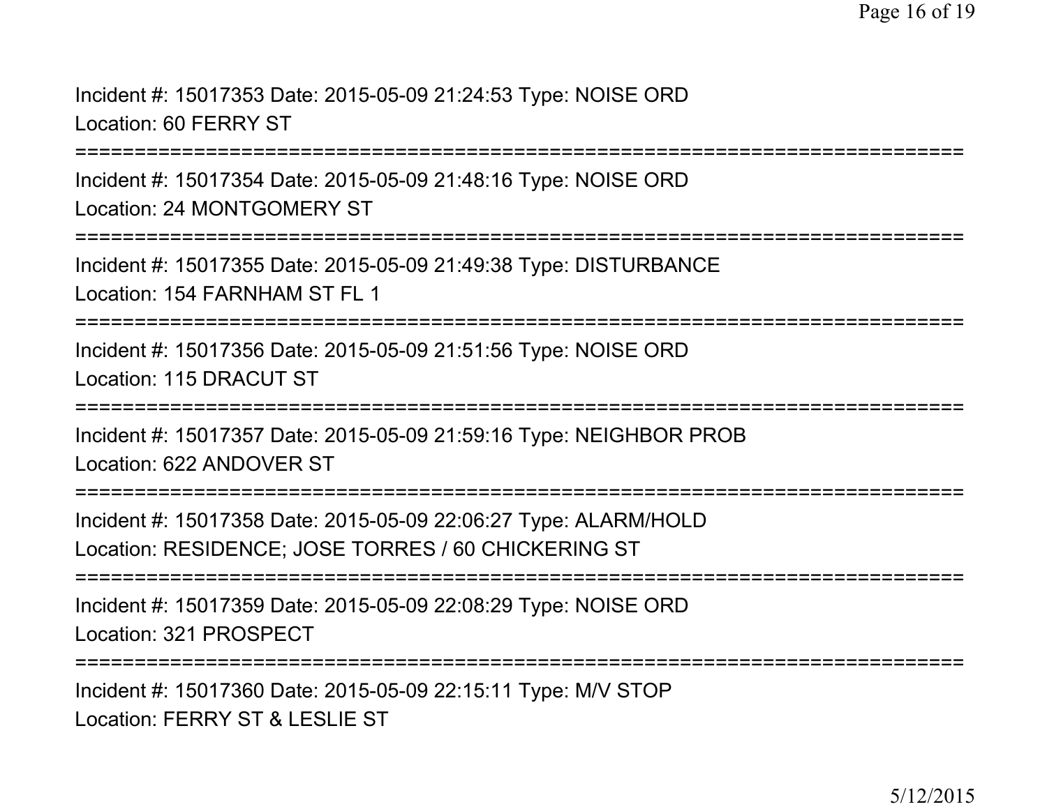Incident #: 15017353 Date: 2015-05-09 21:24:53 Type: NOISE ORD
Location: 60 FERRY ST

===========================================================================

Incident #: 15017354 Date: 2015-05-09 21:48:16 Type: NOISE ORD
Location: 24 MONTGOMERY ST

===========================================================================

Incident #: 15017355 Date: 2015-05-09 21:49:38 Type: DISTURBANCE
Location: 154 FARNHAM ST FL 1

===========================================================================

Incident #: 15017356 Date: 2015-05-09 21:51:56 Type: NOISE ORD
Location: 115 DRACUT ST

===========================================================================

Incident #: 15017357 Date: 2015-05-09 21:59:16 Type: NEIGHBOR PROB
Location: 622 ANDOVER ST

===========================================================================

Incident #: 15017358 Date: 2015-05-09 22:06:27 Type: ALARM/HOLD
Location: RESIDENCE; JOSE TORRES / 60 CHICKERING ST

===========================================================================

Incident #: 15017359 Date: 2015-05-09 22:08:29 Type: NOISE ORD
Location: 321 PROSPECT

===========================================================================

Incident #: 15017360 Date: 2015-05-09 22:15:11 Type: M/V STOP
Location: FERRY ST & LESLIE ST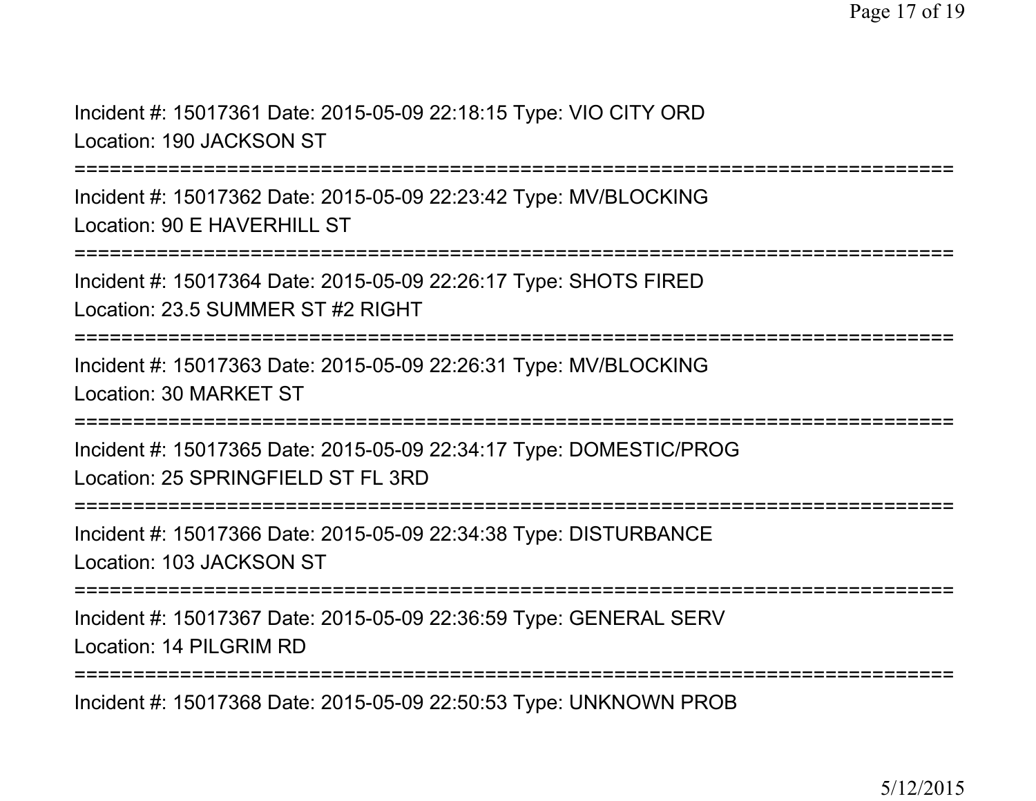Incident #: 15017361 Date: 2015-05-09 22:18:15 Type: VIO CITY ORD
Location: 190 JACKSON ST

===========================================================================

Incident #: 15017362 Date: 2015-05-09 22:23:42 Type: MV/BLOCKING
Location: 90 E HAVERHILL ST

===========================================================================

Incident #: 15017364 Date: 2015-05-09 22:26:17 Type: SHOTS FIRED
Location: 23.5 SUMMER ST #2 RIGHT

===========================================================================

Incident #: 15017363 Date: 2015-05-09 22:26:31 Type: MV/BLOCKING
Location: 30 MARKET ST

===========================================================================

Incident #: 15017365 Date: 2015-05-09 22:34:17 Type: DOMESTIC/PROG
Location: 25 SPRINGFIELD ST FL 3RD

===========================================================================

Incident #: 15017366 Date: 2015-05-09 22:34:38 Type: DISTURBANCE
Location: 103 JACKSON ST

===========================================================================

Incident #: 15017367 Date: 2015-05-09 22:36:59 Type: GENERAL SERV
Location: 14 PILGRIM RD

===========================================================================

Incident #: 15017368 Date: 2015-05-09 22:50:53 Type: UNKNOWN PROB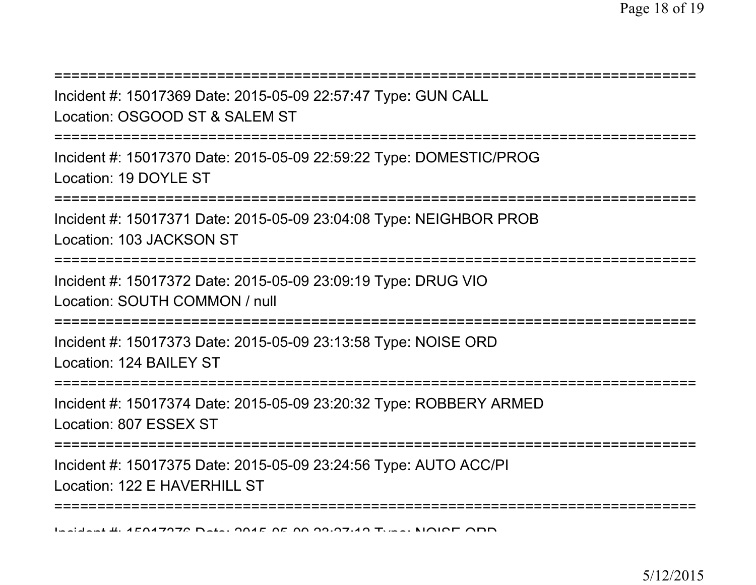===========================================================================

Incident #: 15017369 Date: 2015-05-09 22:57:47 Type: GUN CALL

Location: OSGOOD ST & SALEM ST

===========================================================================

Incident #: 15017370 Date: 2015-05-09 22:59:22 Type: DOMESTIC/PROG

Location: 19 DOYLE ST

===========================================================================

Incident #: 15017371 Date: 2015-05-09 23:04:08 Type: NEIGHBOR PROB

Location: 103 JACKSON ST

===========================================================================

Incident #: 15017372 Date: 2015-05-09 23:09:19 Type: DRUG VIO

Location: SOUTH COMMON / null

===========================================================================

Incident #: 15017373 Date: 2015-05-09 23:13:58 Type: NOISE ORD

Location: 124 BAILEY ST

===========================================================================

Incident #: 15017374 Date: 2015-05-09 23:20:32 Type: ROBBERY ARMED

Location: 807 ESSEX ST

===========================================================================

Incident #: 15017375 Date: 2015-05-09 23:24:56 Type: AUTO ACC/PI

Location: 122 E HAVERHILL ST

===========================================================================

Incident #: 15017376 Date: 2015-05-09 23:27:12 Type: NOISE ORD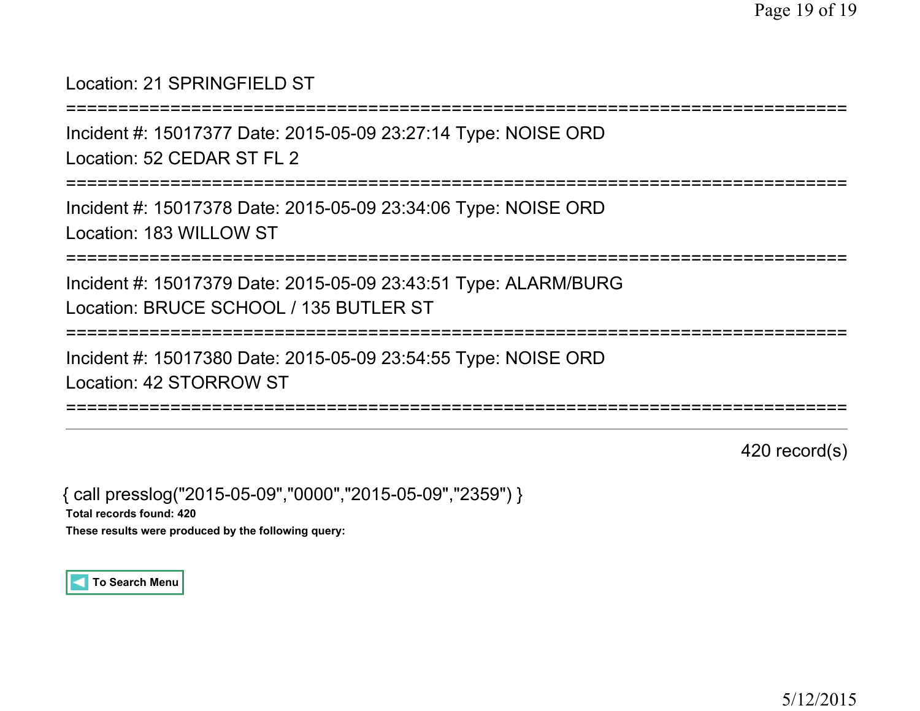Location: 21 SPRINGFIELD ST

===========================================================================

Incident #: 15017377 Date: 2015-05-09 23:27:14 Type: NOISE ORD

Location: 52 CEDAR ST FL 2

===========================================================================

Incident #: 15017378 Date: 2015-05-09 23:34:06 Type: NOISE ORD

Location: 183 WILLOW ST

===========================================================================

Incident #: 15017379 Date: 2015-05-09 23:43:51 Type: ALARM/BURG

Location: BRUCE SCHOOL / 135 BUTLER ST

===========================================================================

Incident #: 15017380 Date: 2015-05-09 23:54:55 Type: NOISE ORD

Location: 42 STORROW ST

===========================================================================

---

420 record(s)

{ call presslog("2015-05-09","0000","2015-05-09","2359") }

**Total records found: 420**

**These results were produced by the following query:**

**To Search Menu**